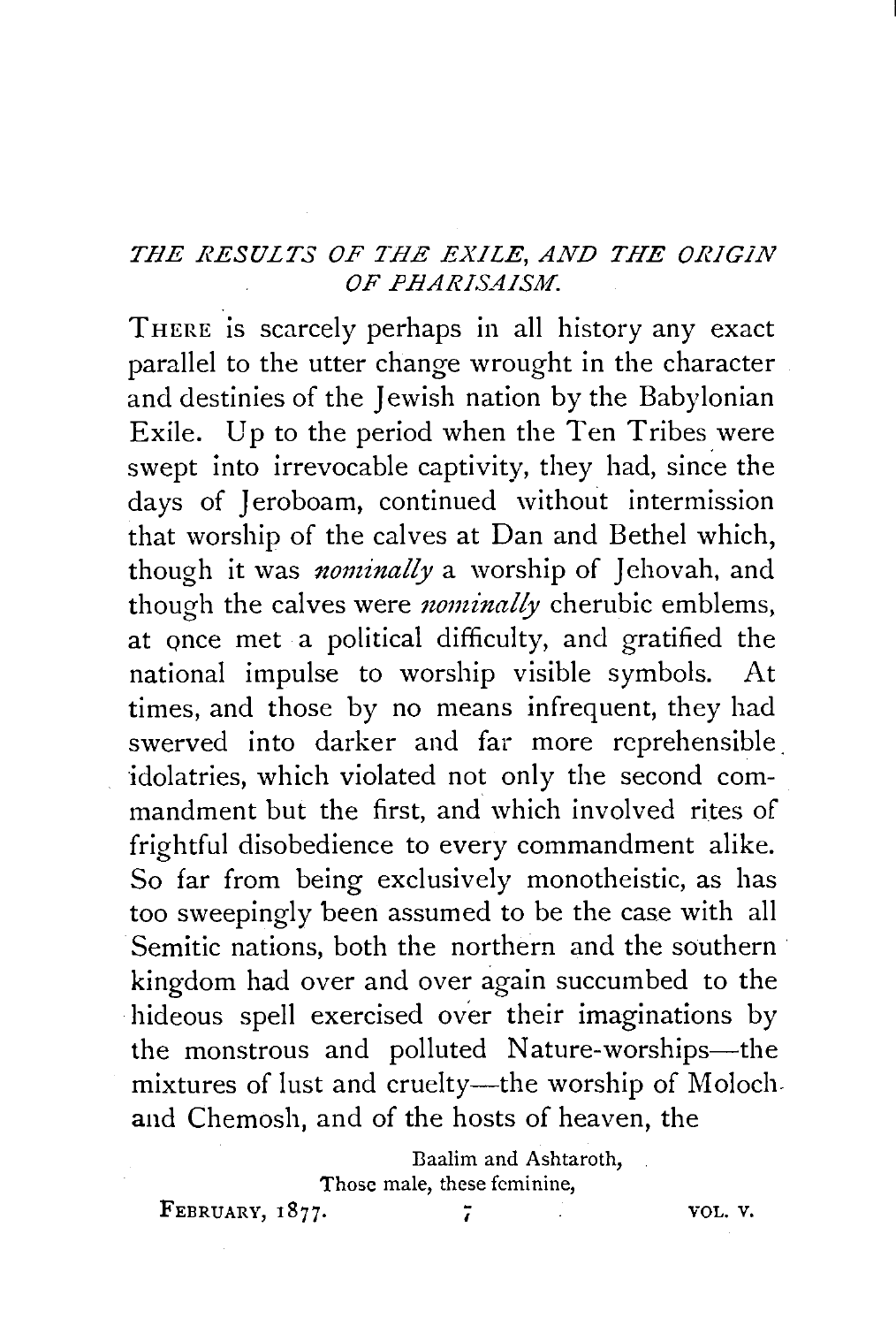## *THE RESULTS OF THE EXILE, AND THE ORIGIN OF PHARISAISM.*

THERE is scarcely perhaps in all history any exact parallel to the utter change wrought in the character and destinies of the Jewish nation by the Babylonian Exile. Up to the period when the Ten Tribes were swept into irrevocable captivity, they had, since the days of Jeroboam, continued without intermission that worship of the calves at Dan and Bethel which, though it was *nominally* a worship of Jehovah, and though the calves were *nominally* cherubic emblems, at once met a political difficulty, and gratified the national impulse to worship visible symbols. At times, and those by no means infrequent, they had swerved into darker and far more reprehensible idolatries, which violated not only the second commandment but the first, and which involved rites of frightful disobedience to every commandment alike. So far from being exclusively monotheistic, as has too sweepingly been assumed to be the case with all Semitic nations, both the northern and the southern kingdom had over and over again succumbed to the hideous spell exercised over their imaginations by the monstrous and polluted Nature-worships—the mixtures of lust and cruelty—the worship of Moloch and Chemosh, and of the hosts of heaven, the

> Baalim and Ashtaroth,
> Those male, these feminine,

FEBRUARY, 1877.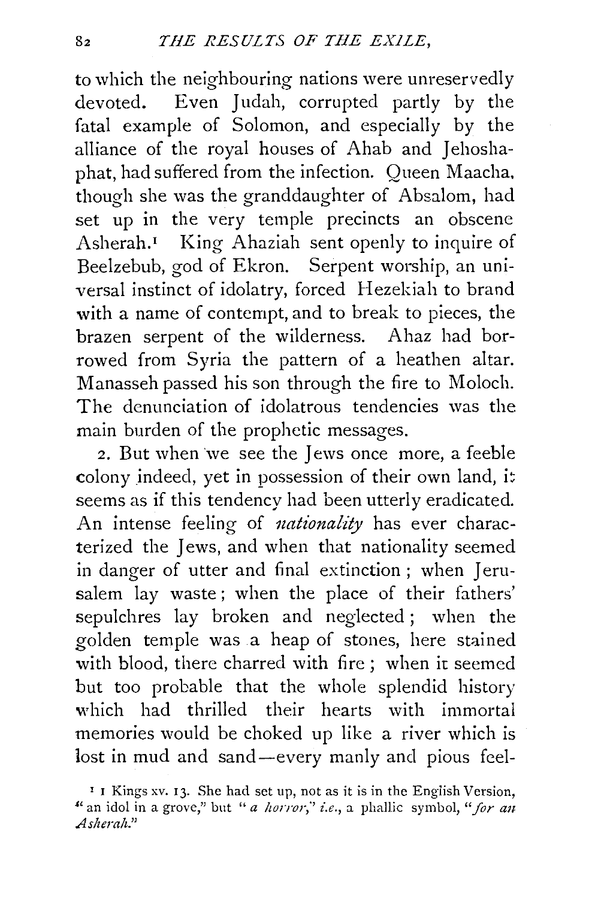to which the neighbouring nations were unreservedly devoted. Even Judah, corrupted partly by the fatal example of Solomon, and especially by the alliance of the royal houses of Ahab and Jehoshaphat, had suffered from the infection. Queen Maacha, though she was the granddaughter of Absalom, had set up in the very temple precincts an obscene Asherah.[1] King Ahaziah sent openly to inquire of Beelzebub, god of Ekron. Serpent worship, an universal instinct of idolatry, forced Hezekiah to brand with a name of contempt, and to break to pieces, the brazen serpent of the wilderness. Ahaz had borrowed from Syria the pattern of a heathen altar. Manasseh passed his son through the fire to Moloch. The denunciation of idolatrous tendencies was the main burden of the prophetic messages.

2. But when we see the Jews once more, a feeble colony indeed, yet in possession of their own land, it seems as if this tendency had been utterly eradicated. An intense feeling of *nationality* has ever characterized the Jews, and when that nationality seemed in danger of utter and final extinction; when Jerusalem lay waste; when the place of their fathers' sepulchres lay broken and neglected; when the golden temple was a heap of stones, here stained with blood, there charred with fire; when it seemed but too probable that the whole splendid history which had thrilled their hearts with immortal memories would be choked up like a river which is lost in mud and sand—every manly and pious feel-

[1] 1 Kings xv. 13. She had set up, not as it is in the English Version, "an idol in a grove," but "*a horror*," *i.e.*, a phallic symbol, "*for an Asherah*."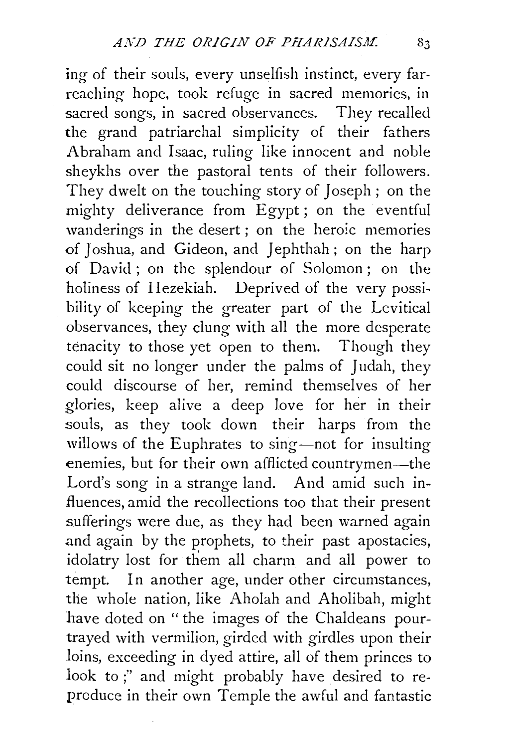ing of their souls, every unselfish instinct, every far-reaching hope, took refuge in sacred memories, in sacred songs, in sacred observances. They recalled the grand patriarchal simplicity of their fathers Abraham and Isaac, ruling like innocent and noble sheykhs over the pastoral tents of their followers. They dwelt on the touching story of Joseph; on the mighty deliverance from Egypt; on the eventful wanderings in the desert; on the heroic memories of Joshua, and Gideon, and Jephthah; on the harp of David; on the splendour of Solomon; on the holiness of Hezekiah. Deprived of the very possibility of keeping the greater part of the Levitical observances, they clung with all the more desperate tenacity to those yet open to them. Though they could sit no longer under the palms of Judah, they could discourse of her, remind themselves of her glories, keep alive a deep love for her in their souls, as they took down their harps from the willows of the Euphrates to sing—not for insulting enemies, but for their own afflicted countrymen—the Lord's song in a strange land. And amid such influences, amid the recollections too that their present sufferings were due, as they had been warned again and again by the prophets, to their past apostacies, idolatry lost for them all charm and all power to tempt. In another age, under other circumstances, the whole nation, like Aholah and Aholibah, might have doted on "the images of the Chaldeans pourtrayed with vermilion, girded with girdles upon their loins, exceeding in dyed attire, all of them princes to look to;" and might probably have desired to reproduce in their own Temple the awful and fantastic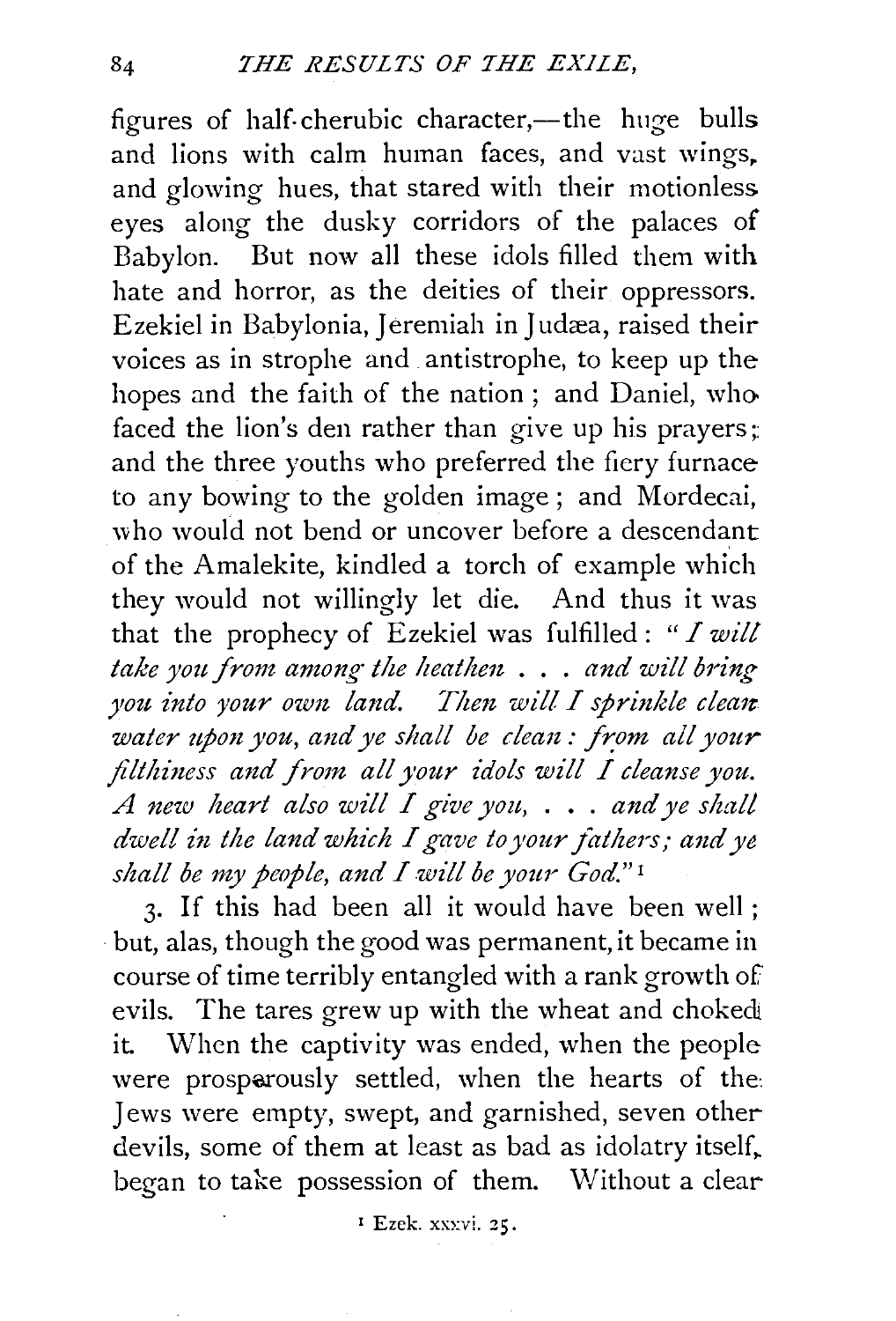figures of half-cherubic character,—the huge bulls and lions with calm human faces, and vast wings, and glowing hues, that stared with their motionless eyes along the dusky corridors of the palaces of Babylon. But now all these idols filled them with hate and horror, as the deities of their oppressors. Ezekiel in Babylonia, Jeremiah in Judæa, raised their voices as in strophe and antistrophe, to keep up the hopes and the faith of the nation; and Daniel, who faced the lion's den rather than give up his prayers; and the three youths who preferred the fiery furnace to any bowing to the golden image; and Mordecai, who would not bend or uncover before a descendant of the Amalekite, kindled a torch of example which they would not willingly let die. And thus it was that the prophecy of Ezekiel was fulfilled: "*I will take you from among the heathen . . . and will bring you into your own land. Then will I sprinkle clean water upon you, and ye shall be clean: from all your filthiness and from all your idols will I cleanse you. A new heart also will I give you, . . . and ye shall dwell in the land which I gave to your fathers; and ye shall be my people, and I will be your God.*"[1]

3. If this had been all it would have been well; but, alas, though the good was permanent, it became in course of time terribly entangled with a rank growth of evils. The tares grew up with the wheat and choked it. When the captivity was ended, when the people were prosperously settled, when the hearts of the Jews were empty, swept, and garnished, seven other devils, some of them at least as bad as idolatry itself, began to take possession of them. Without a clear

[1] Ezek. xxxvi. 25.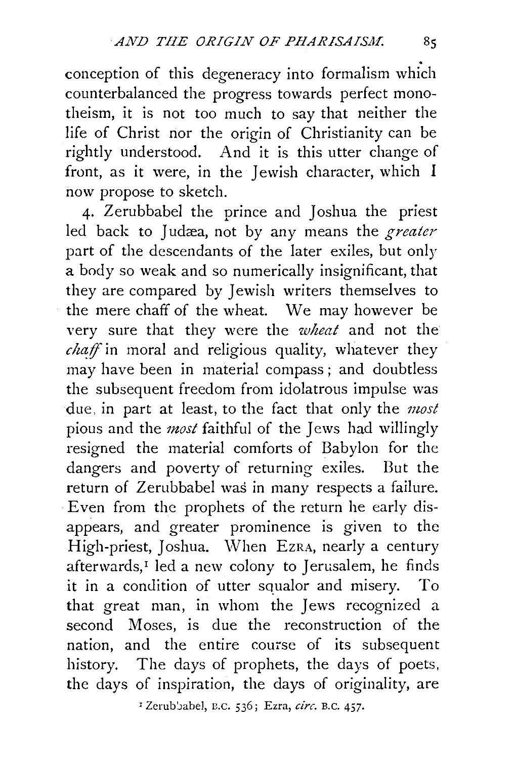conception of this degeneracy into formalism which counterbalanced the progress towards perfect monotheism, it is not too much to say that neither the life of Christ nor the origin of Christianity can be rightly understood. And it is this utter change of front, as it were, in the Jewish character, which I now propose to sketch.

4. Zerubbabel the prince and Joshua the priest led back to Judæa, not by any means the *greater* part of the descendants of the later exiles, but only a body so weak and so numerically insignificant, that they are compared by Jewish writers themselves to the mere chaff of the wheat. We may however be very sure that they were the *wheat* and not the *chaff* in moral and religious quality, whatever they may have been in material compass; and doubtless the subsequent freedom from idolatrous impulse was due, in part at least, to the fact that only the *most* pious and the *most* faithful of the Jews had willingly resigned the material comforts of Babylon for the dangers and poverty of returning exiles. But the return of Zerubbabel was in many respects a failure. Even from the prophets of the return he early disappears, and greater prominence is given to the High-priest, Joshua. When EZRA, nearly a century afterwards,[1] led a new colony to Jerusalem, he finds it in a condition of utter squalor and misery. To that great man, in whom the Jews recognized a second Moses, is due the reconstruction of the nation, and the entire course of its subsequent history. The days of prophets, the days of poets, the days of inspiration, the days of originality, are

[1] Zerubbabel, B.C. 536; Ezra, *circ.* B.C. 457.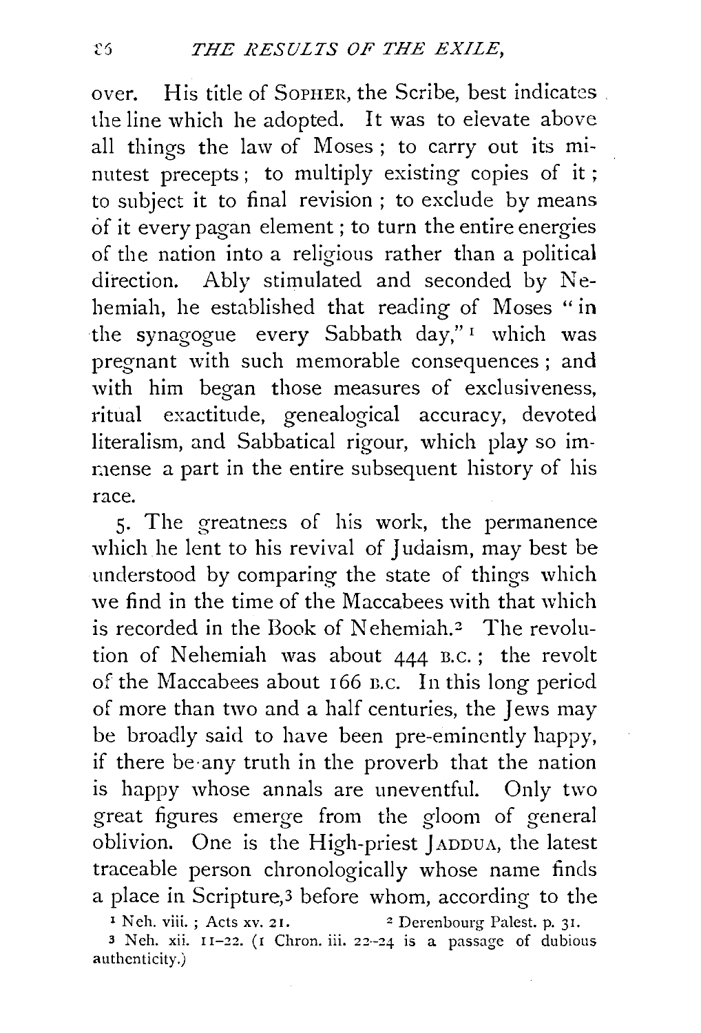over. His title of SOPHER, the Scribe, best indicates the line which he adopted. It was to elevate above all things the law of Moses; to carry out its minutest precepts; to multiply existing copies of it; to subject it to final revision; to exclude by means of it every pagan element; to turn the entire energies of the nation into a religious rather than a political direction. Ably stimulated and seconded by Nehemiah, he established that reading of Moses "in the synagogue every Sabbath day,"[1] which was pregnant with such memorable consequences; and with him began those measures of exclusiveness, ritual exactitude, genealogical accuracy, devoted literalism, and Sabbatical rigour, which play so immense a part in the entire subsequent history of his race.

5. The greatness of his work, the permanence which he lent to his revival of Judaism, may best be understood by comparing the state of things which we find in the time of the Maccabees with that which is recorded in the Book of Nehemiah.[2] The revolution of Nehemiah was about 444 B.C.; the revolt of the Maccabees about 166 B.C. In this long period of more than two and a half centuries, the Jews may be broadly said to have been pre-eminently happy, if there be any truth in the proverb that the nation is happy whose annals are uneventful. Only two great figures emerge from the gloom of general oblivion. One is the High-priest JADDUA, the latest traceable person chronologically whose name finds a place in Scripture,[3] before whom, according to the

[1] Neh. viii.; Acts xv. 21.

[2] Derenbourg Palest. p. 31.

[3] Neh. xii. 11–22. (1 Chron. iii. 22–24 is a passage of dubious authenticity.)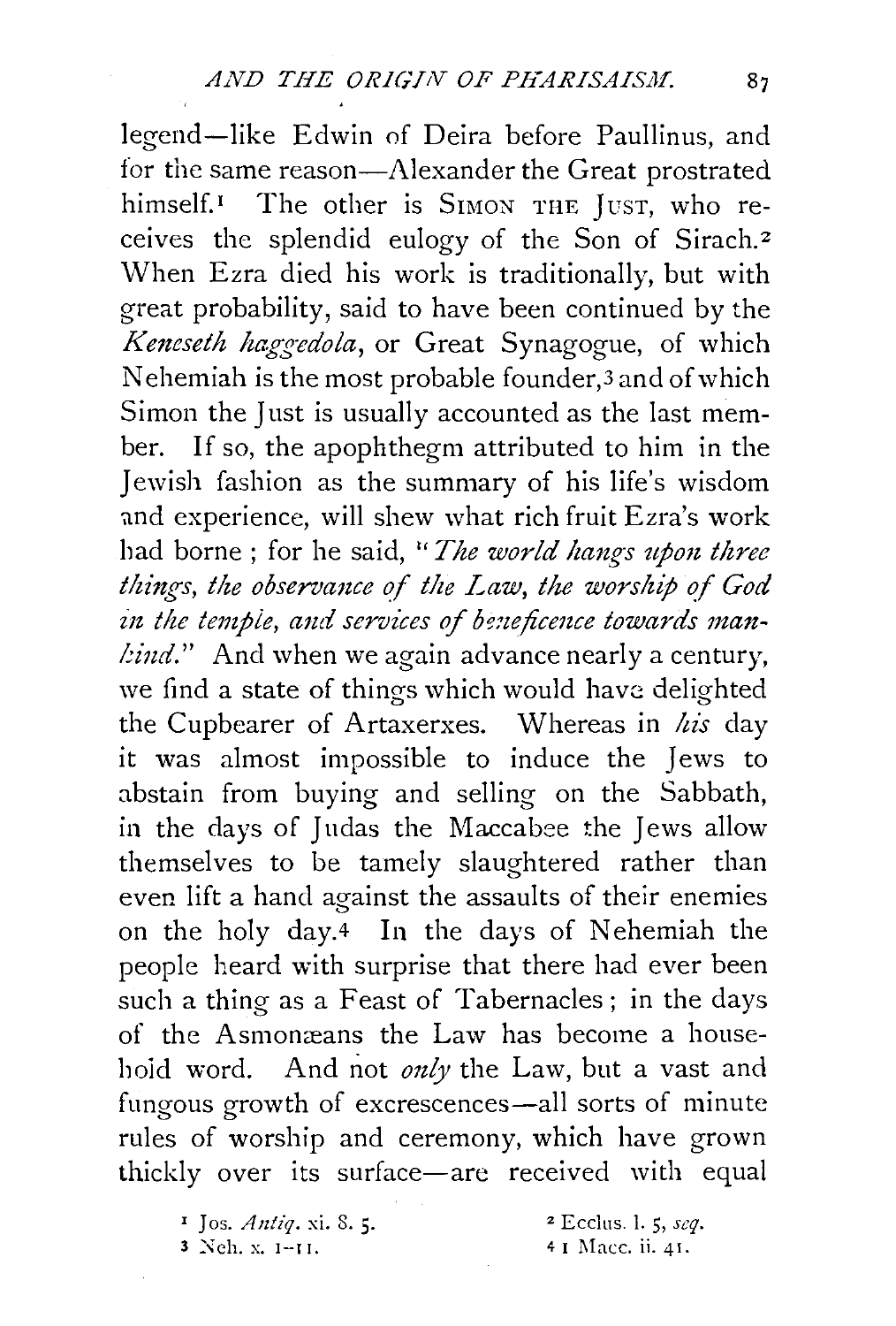legend—like Edwin of Deira before Paullinus, and for the same reason—Alexander the Great prostrated himself.[1] The other is SIMON THE JUST, who receives the splendid eulogy of the Son of Sirach.[2] When Ezra died his work is traditionally, but with great probability, said to have been continued by the *Keneseth haggedola*, or Great Synagogue, of which Nehemiah is the most probable founder,[3] and of which Simon the Just is usually accounted as the last member. If so, the apophthegm attributed to him in the Jewish fashion as the summary of his life's wisdom and experience, will shew what rich fruit Ezra's work had borne; for he said, "*The world hangs upon three things, the observance of the Law, the worship of God in the temple, and services of beneficence towards mankind.*" And when we again advance nearly a century, we find a state of things which would have delighted the Cupbearer of Artaxerxes. Whereas in *his* day it was almost impossible to induce the Jews to abstain from buying and selling on the Sabbath, in the days of Judas the Maccabee the Jews allow themselves to be tamely slaughtered rather than even lift a hand against the assaults of their enemies on the holy day.[4] In the days of Nehemiah the people heard with surprise that there had ever been such a thing as a Feast of Tabernacles; in the days of the Asmonæans the Law has become a household word. And not *only* the Law, but a vast and fungous growth of excrescences—all sorts of minute rules of worship and ceremony, which have grown thickly over its surface—are received with equal

[1] Jos. *Antiq.* xi. 8. 5.

[2] Ecclus. l. 5, *seq.*

[3] Neh. x. 1–11.

[4] 1 Macc. ii. 41.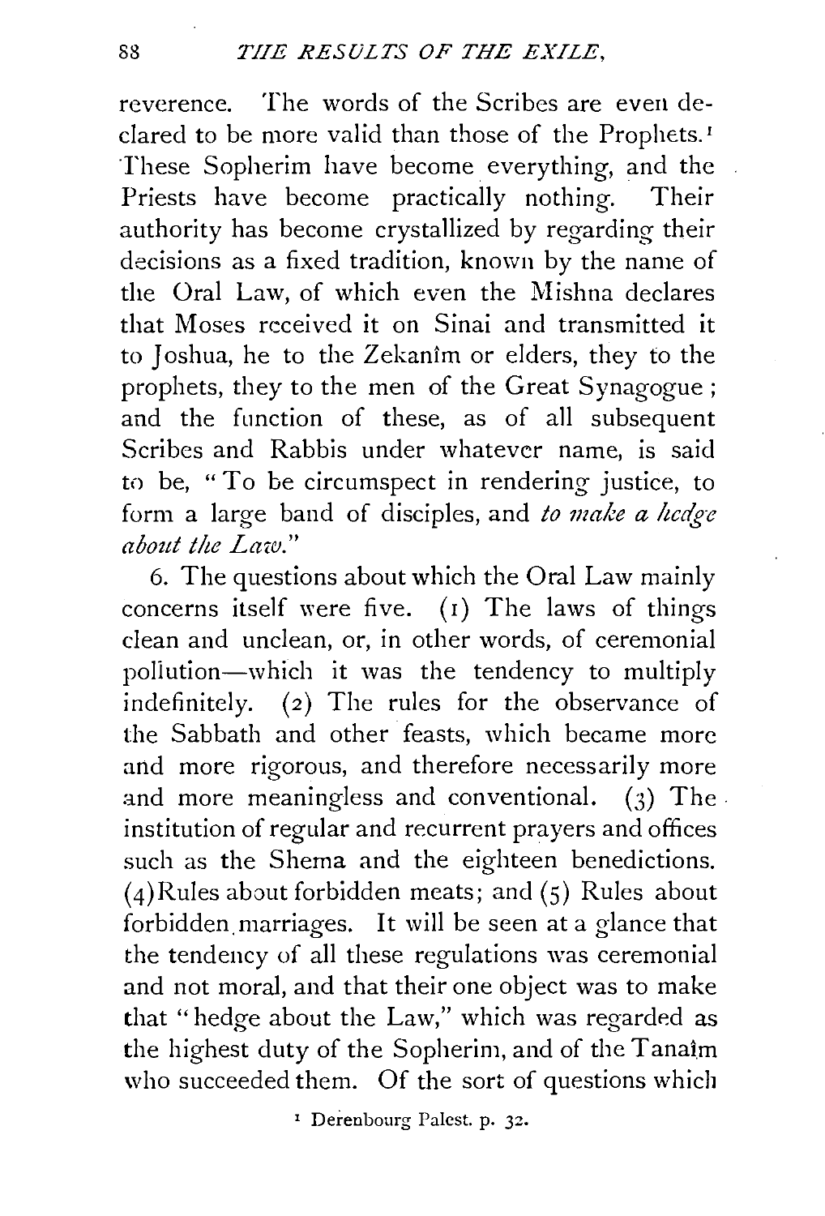reverence. The words of the Scribes are even declared to be more valid than those of the Prophets.[1] These Sopherim have become everything, and the Priests have become practically nothing. Their authority has become crystallized by regarding their decisions as a fixed tradition, known by the name of the Oral Law, of which even the Mishna declares that Moses received it on Sinai and transmitted it to Joshua, he to the Zekanîm or elders, they to the prophets, they to the men of the Great Synagogue; and the function of these, as of all subsequent Scribes and Rabbis under whatever name, is said to be, "To be circumspect in rendering justice, to form a large band of disciples, and *to make a hedge about the Law.*"

6. The questions about which the Oral Law mainly concerns itself were five. (1) The laws of things clean and unclean, or, in other words, of ceremonial pollution—which it was the tendency to multiply indefinitely. (2) The rules for the observance of the Sabbath and other feasts, which became more and more rigorous, and therefore necessarily more and more meaningless and conventional. (3) The institution of regular and recurrent prayers and offices such as the Shema and the eighteen benedictions. (4) Rules about forbidden meats; and (5) Rules about forbidden marriages. It will be seen at a glance that the tendency of all these regulations was ceremonial and not moral, and that their one object was to make that "hedge about the Law," which was regarded as the highest duty of the Sopherim, and of the Tanaîm who succeeded them. Of the sort of questions which

[1] Derenbourg Palest. p. 32.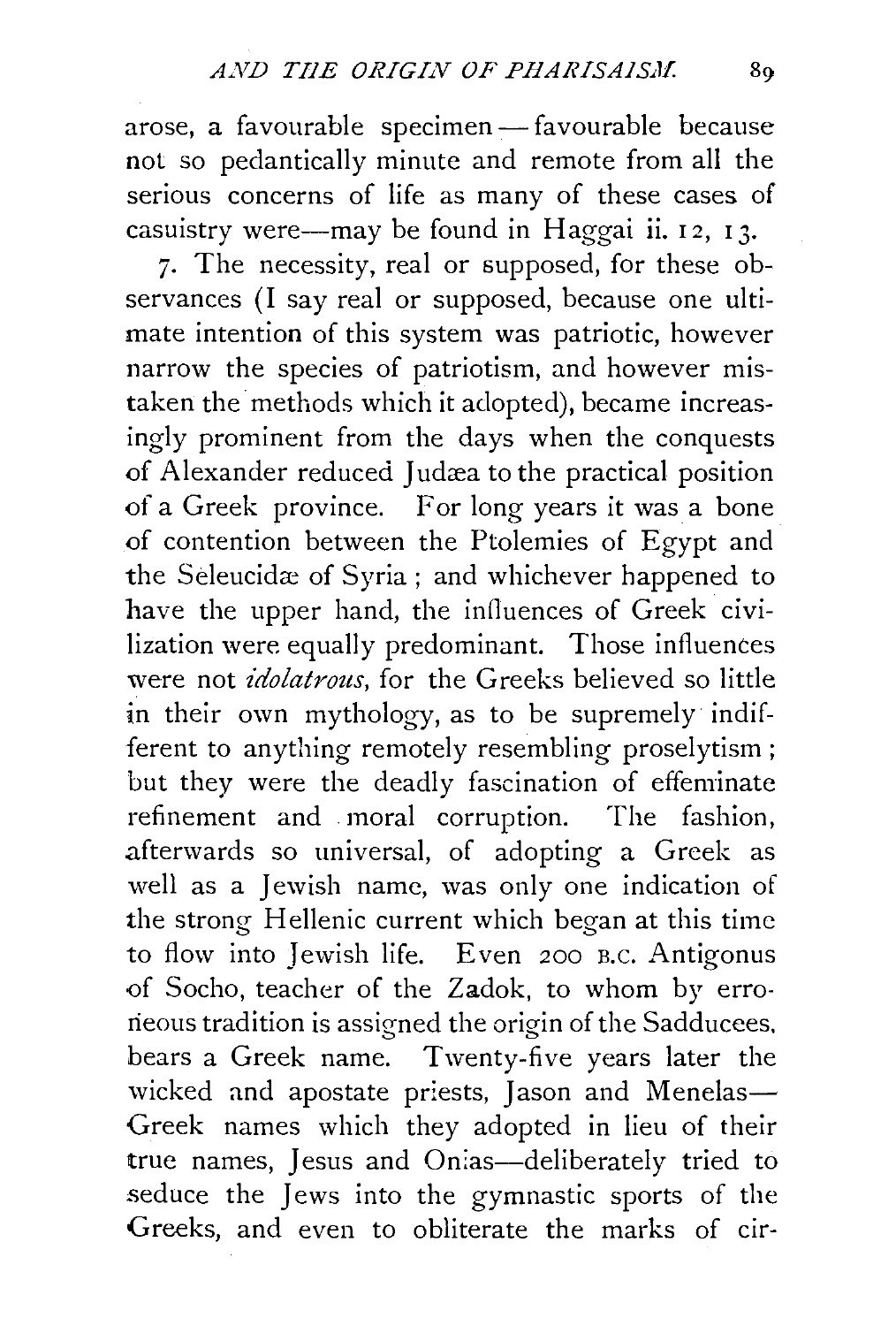arose, a favourable specimen — favourable because not so pedantically minute and remote from all the serious concerns of life as many of these cases of casuistry were—may be found in Haggai ii. 12, 13.

7. The necessity, real or supposed, for these observances (I say real or supposed, because one ultimate intention of this system was patriotic, however narrow the species of patriotism, and however mistaken the methods which it adopted), became increasingly prominent from the days when the conquests of Alexander reduced Judæa to the practical position of a Greek province. For long years it was a bone of contention between the Ptolemies of Egypt and the Seleucidæ of Syria; and whichever happened to have the upper hand, the influences of Greek civilization were equally predominant. Those influences were not *idolatrous*, for the Greeks believed so little in their own mythology, as to be supremely indifferent to anything remotely resembling proselytism; but they were the deadly fascination of effeminate refinement and moral corruption. The fashion, afterwards so universal, of adopting a Greek as well as a Jewish name, was only one indication of the strong Hellenic current which began at this time to flow into Jewish life. Even 200 B.C. Antigonus of Socho, teacher of the Zadok, to whom by erroneous tradition is assigned the origin of the Sadducees, bears a Greek name. Twenty-five years later the wicked and apostate priests, Jason and Menelas—Greek names which they adopted in lieu of their true names, Jesus and Onias—deliberately tried to seduce the Jews into the gymnastic sports of the Greeks, and even to obliterate the marks of cir-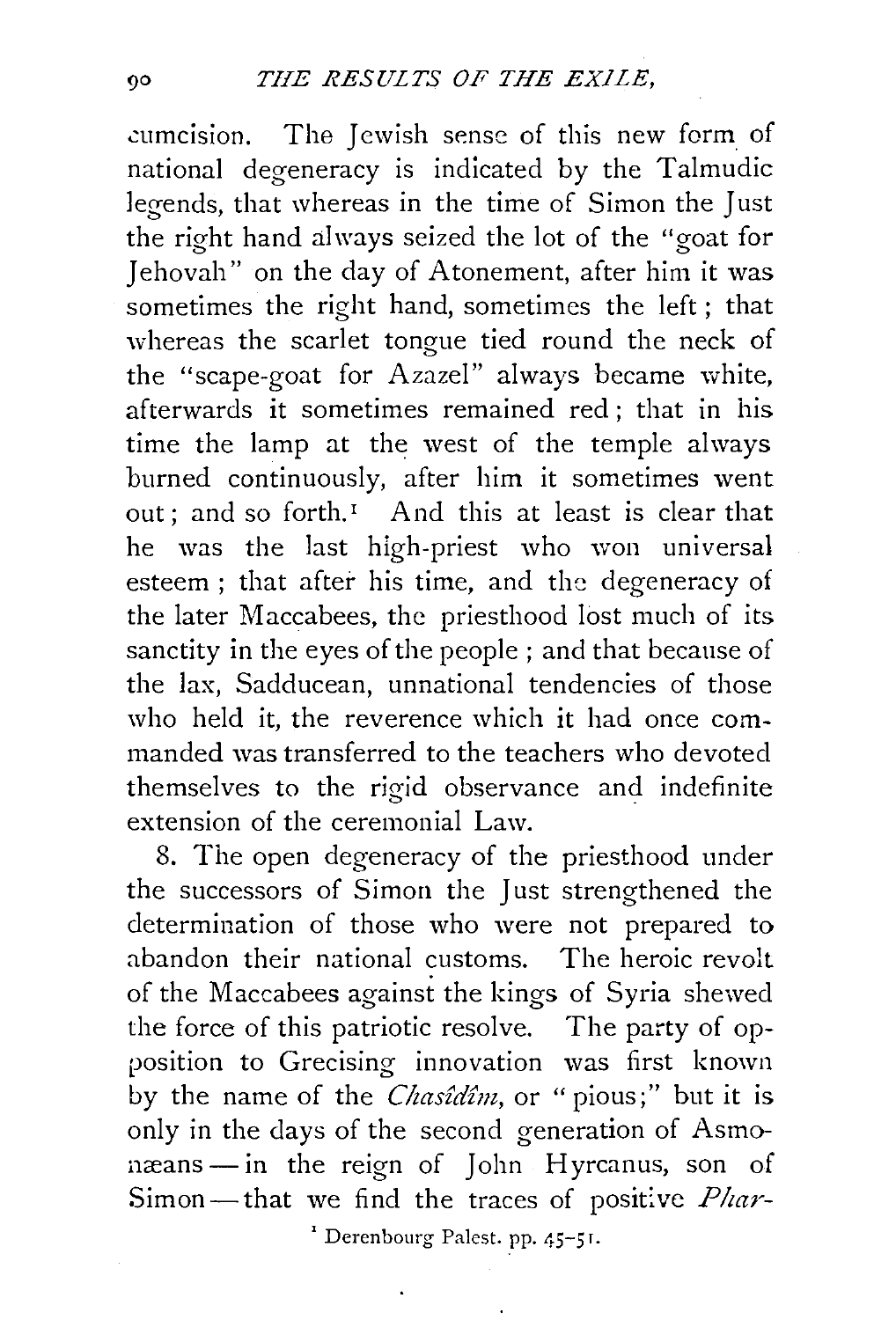cumcision. The Jewish sense of this new form of national degeneracy is indicated by the Talmudic legends, that whereas in the time of Simon the Just the right hand always seized the lot of the "goat for Jehovah" on the day of Atonement, after him it was sometimes the right hand, sometimes the left; that whereas the scarlet tongue tied round the neck of the "scape-goat for Azazel" always became white, afterwards it sometimes remained red; that in his time the lamp at the west of the temple always burned continuously, after him it sometimes went out; and so forth.[1] And this at least is clear that he was the last high-priest who won universal esteem; that after his time, and the degeneracy of the later Maccabees, the priesthood lost much of its sanctity in the eyes of the people; and that because of the lax, Sadducean, unnational tendencies of those who held it, the reverence which it had once commanded was transferred to the teachers who devoted themselves to the rigid observance and indefinite extension of the ceremonial Law.

8. The open degeneracy of the priesthood under the successors of Simon the Just strengthened the determination of those who were not prepared to abandon their national customs. The heroic revolt of the Maccabees against the kings of Syria shewed the force of this patriotic resolve. The party of opposition to Grecising innovation was first known by the name of the *Chasîdîm*, or "pious;" but it is only in the days of the second generation of Asmonæans — in the reign of John Hyrcanus, son of Simon — that we find the traces of positive *Phar-*

[1] Derenbourg Palest. pp. 45–51.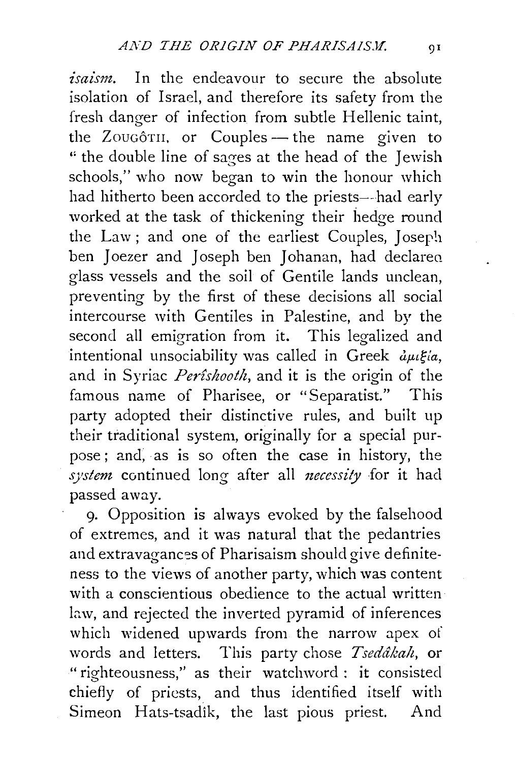*isaism.* In the endeavour to secure the absolute isolation of Israel, and therefore its safety from the fresh danger of infection from subtle Hellenic taint, the ZOUGÔTH, or Couples — the name given to "the double line of sages at the head of the Jewish schools," who now began to win the honour which had hitherto been accorded to the priests—had early worked at the task of thickening their hedge round the Law; and one of the earliest Couples, Joseph ben Joezer and Joseph ben Johanan, had declared glass vessels and the soil of Gentile lands unclean, preventing by the first of these decisions all social intercourse with Gentiles in Palestine, and by the second all emigration from it. This legalized and intentional unsociability was called in Greek ἀμιξία, and in Syriac *Perîshooth*, and it is the origin of the famous name of Pharisee, or "Separatist." This party adopted their distinctive rules, and built up their traditional system, originally for a special purpose; and, as is so often the case in history, the *system* continued long after all *necessity* for it had passed away.

9. Opposition is always evoked by the falsehood of extremes, and it was natural that the pedantries and extravagances of Pharisaism should give definiteness to the views of another party, which was content with a conscientious obedience to the actual written law, and rejected the inverted pyramid of inferences which widened upwards from the narrow apex of words and letters. This party chose *Tsedâkah*, or "righteousness," as their watchword: it consisted chiefly of priests, and thus identified itself with Simeon Hats-tsadik, the last pious priest. And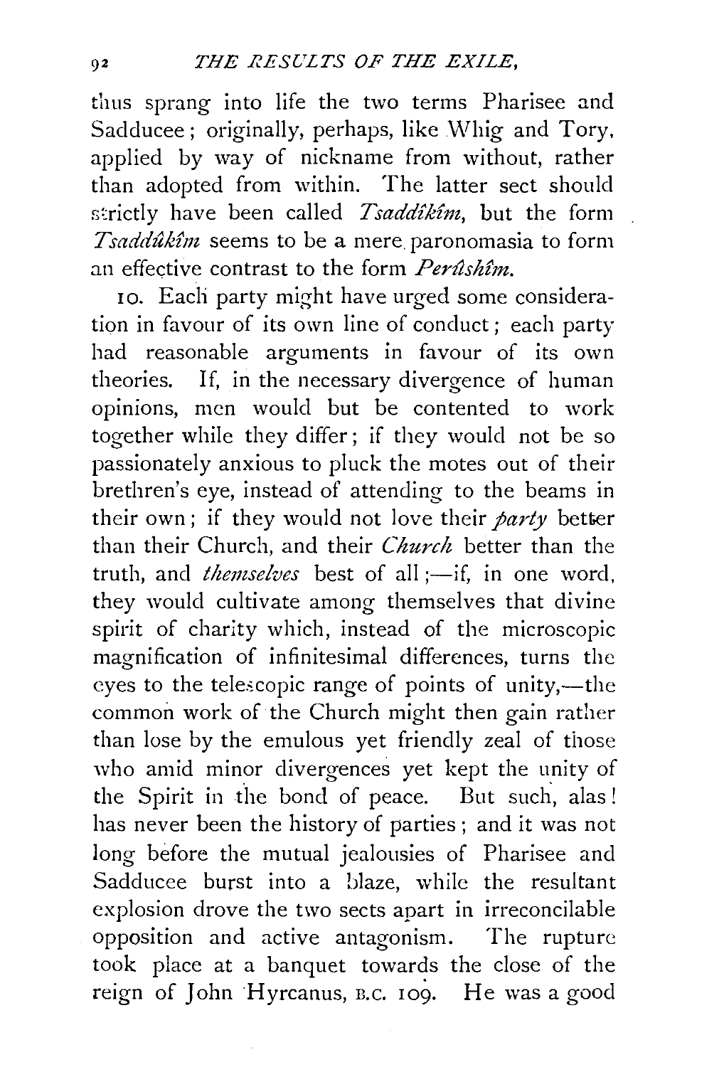thus sprang into life the two terms Pharisee and Sadducee; originally, perhaps, like Whig and Tory, applied by way of nickname from without, rather than adopted from within. The latter sect should strictly have been called *Tsaddîkîm*, but the form *Tsaddûkîm* seems to be a mere paronomasia to form an effective contrast to the form *Perûshîm*.

10. Each party might have urged some consideration in favour of its own line of conduct; each party had reasonable arguments in favour of its own theories. If, in the necessary divergence of human opinions, men would but be contented to work together while they differ; if they would not be so passionately anxious to pluck the motes out of their brethren's eye, instead of attending to the beams in their own; if they would not love their *party* better than their Church, and their *Church* better than the truth, and *themselves* best of all;—if, in one word, they would cultivate among themselves that divine spirit of charity which, instead of the microscopic magnification of infinitesimal differences, turns the eyes to the telescopic range of points of unity,—the common work of the Church might then gain rather than lose by the emulous yet friendly zeal of those who amid minor divergences yet kept the unity of the Spirit in the bond of peace. But such, alas! has never been the history of parties; and it was not long before the mutual jealousies of Pharisee and Sadducee burst into a blaze, while the resultant explosion drove the two sects apart in irreconcilable opposition and active antagonism. The rupture took place at a banquet towards the close of the reign of John Hyrcanus, B.C. 109. He was a good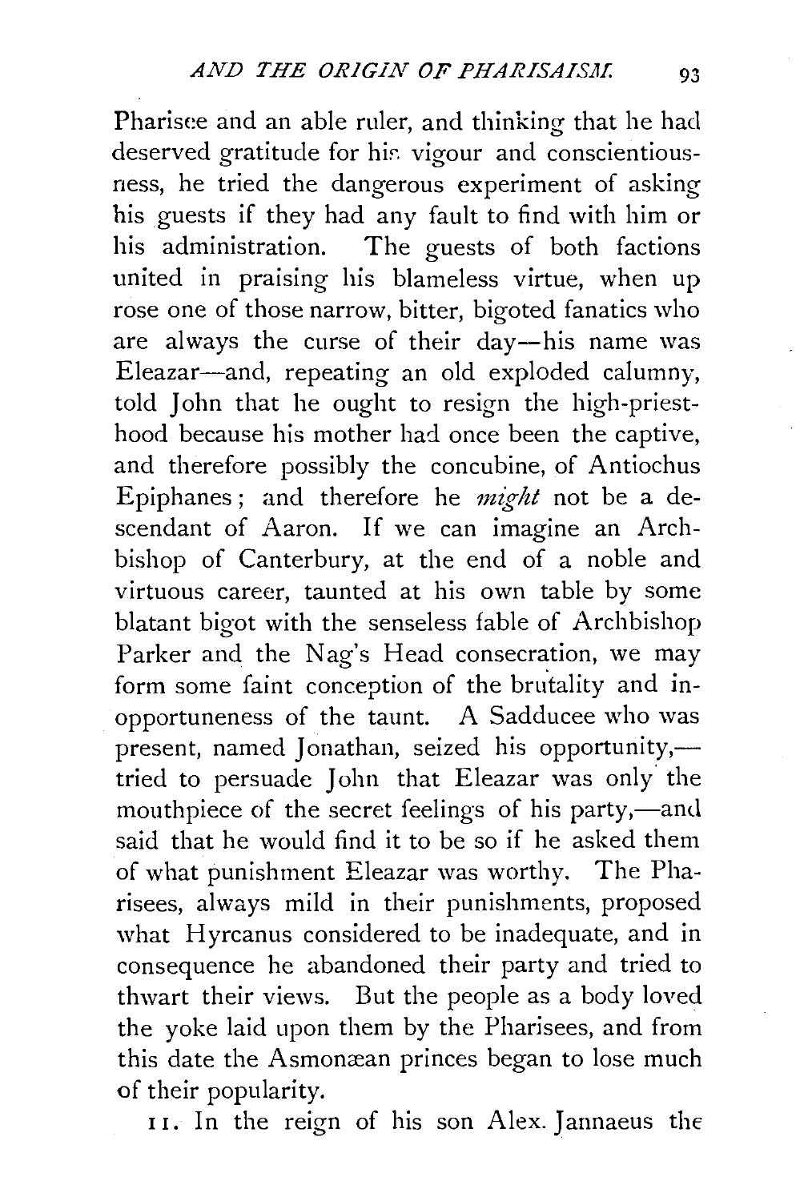Pharisee and an able ruler, and thinking that he had deserved gratitude for his vigour and conscientiousness, he tried the dangerous experiment of asking his guests if they had any fault to find with him or his administration. The guests of both factions united in praising his blameless virtue, when up rose one of those narrow, bitter, bigoted fanatics who are always the curse of their day—his name was Eleazar—and, repeating an old exploded calumny, told John that he ought to resign the high-priesthood because his mother had once been the captive, and therefore possibly the concubine, of Antiochus Epiphanes; and therefore he *might* not be a descendant of Aaron. If we can imagine an Archbishop of Canterbury, at the end of a noble and virtuous career, taunted at his own table by some blatant bigot with the senseless fable of Archbishop Parker and the Nag's Head consecration, we may form some faint conception of the brutality and inopportuneness of the taunt. A Sadducee who was present, named Jonathan, seized his opportunity,—tried to persuade John that Eleazar was only the mouthpiece of the secret feelings of his party,—and said that he would find it to be so if he asked them of what punishment Eleazar was worthy. The Pharisees, always mild in their punishments, proposed what Hyrcanus considered to be inadequate, and in consequence he abandoned their party and tried to thwart their views. But the people as a body loved the yoke laid upon them by the Pharisees, and from this date the Asmonæan princes began to lose much of their popularity.

11. In the reign of his son Alex. Jannaeus the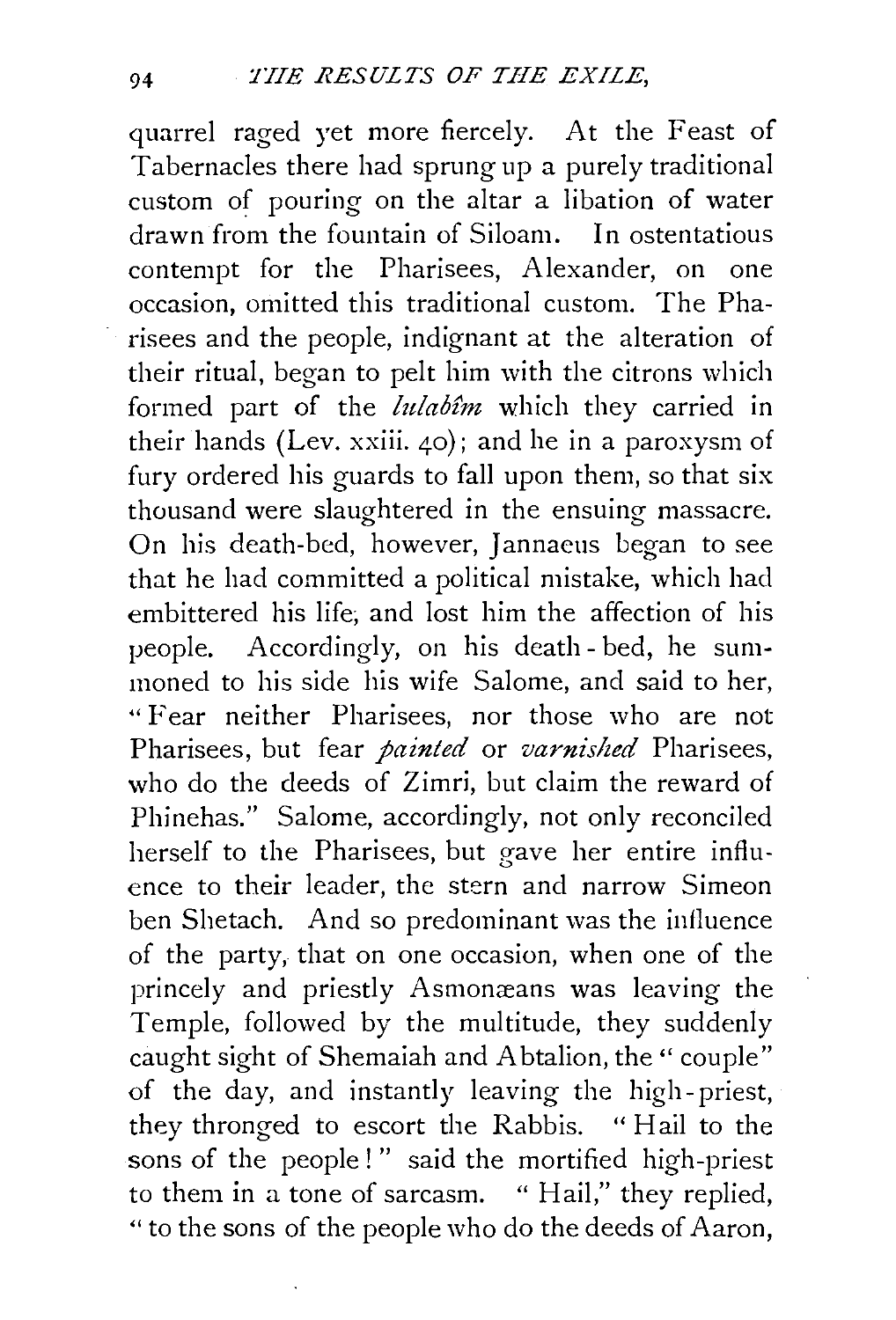quarrel raged yet more fiercely. At the Feast of Tabernacles there had sprung up a purely traditional custom of pouring on the altar a libation of water drawn from the fountain of Siloam. In ostentatious contempt for the Pharisees, Alexander, on one occasion, omitted this traditional custom. The Pharisees and the people, indignant at the alteration of their ritual, began to pelt him with the citrons which formed part of the *lulabîm* which they carried in their hands (Lev. xxiii. 40); and he in a paroxysm of fury ordered his guards to fall upon them, so that six thousand were slaughtered in the ensuing massacre. On his death-bed, however, Jannaeus began to see that he had committed a political mistake, which had embittered his life, and lost him the affection of his people. Accordingly, on his death-bed, he summoned to his side his wife Salome, and said to her, "Fear neither Pharisees, nor those who are not Pharisees, but fear *painted* or *varnished* Pharisees, who do the deeds of Zimri, but claim the reward of Phinehas." Salome, accordingly, not only reconciled herself to the Pharisees, but gave her entire influence to their leader, the stern and narrow Simeon ben Shetach. And so predominant was the influence of the party, that on one occasion, when one of the princely and priestly Asmonæans was leaving the Temple, followed by the multitude, they suddenly caught sight of Shemaiah and Abtalion, the "couple" of the day, and instantly leaving the high-priest, they thronged to escort the Rabbis. "Hail to the sons of the people!" said the mortified high-priest to them in a tone of sarcasm. "Hail," they replied, "to the sons of the people who do the deeds of Aaron,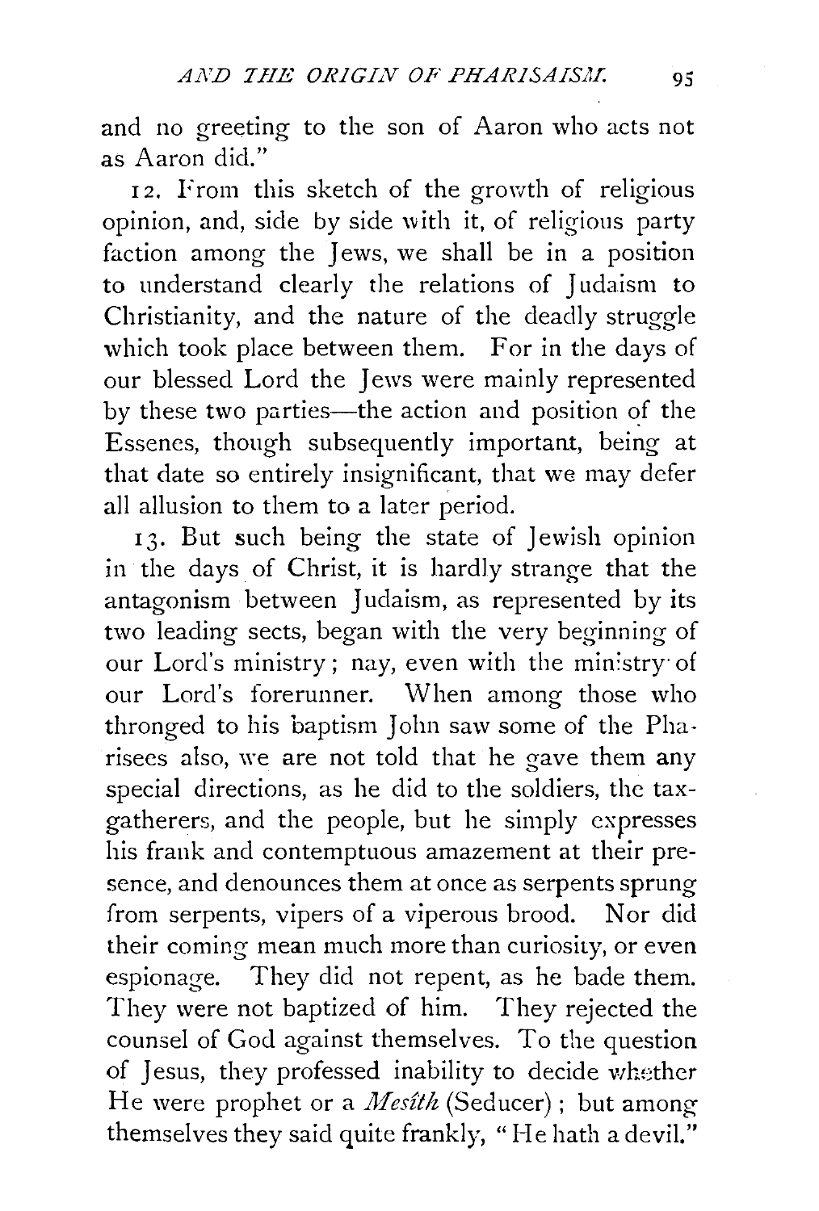and no greeting to the son of Aaron who acts not as Aaron did."

12. From this sketch of the growth of religious opinion, and, side by side with it, of religious party faction among the Jews, we shall be in a position to understand clearly the relations of Judaism to Christianity, and the nature of the deadly struggle which took place between them. For in the days of our blessed Lord the Jews were mainly represented by these two parties—the action and position of the Essenes, though subsequently important, being at that date so entirely insignificant, that we may defer all allusion to them to a later period.

13. But such being the state of Jewish opinion in the days of Christ, it is hardly strange that the antagonism between Judaism, as represented by its two leading sects, began with the very beginning of our Lord's ministry; nay, even with the ministry of our Lord's forerunner. When among those who thronged to his baptism John saw some of the Pharisees also, we are not told that he gave them any special directions, as he did to the soldiers, the tax-gatherers, and the people, but he simply expresses his frank and contemptuous amazement at their presence, and denounces them at once as serpents sprung from serpents, vipers of a viperous brood. Nor did their coming mean much more than curiosity, or even espionage. They did not repent, as he bade them. They were not baptized of him. They rejected the counsel of God against themselves. To the question of Jesus, they professed inability to decide whether He were prophet or a *Mesîth* (Seducer); but among themselves they said quite frankly, "He hath a devil."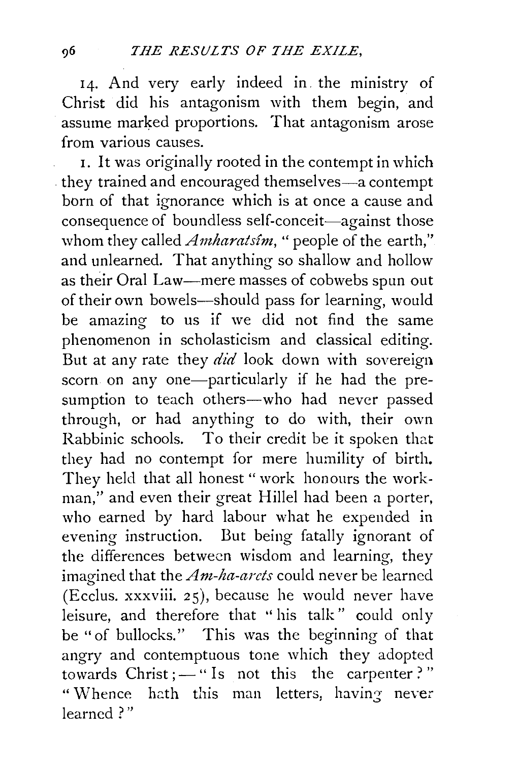14. And very early indeed in the ministry of Christ did his antagonism with them begin, and assume marked proportions. That antagonism arose from various causes.

1. It was originally rooted in the contempt in which they trained and encouraged themselves—a contempt born of that ignorance which is at once a cause and consequence of boundless self-conceit—against those whom they called *Amharatsîm*, "people of the earth," and unlearned. That anything so shallow and hollow as their Oral Law—mere masses of cobwebs spun out of their own bowels—should pass for learning, would be amazing to us if we did not find the same phenomenon in scholasticism and classical editing. But at any rate they *did* look down with sovereign scorn on any one—particularly if he had the presumption to teach others—who had never passed through, or had anything to do with, their own Rabbinic schools. To their credit be it spoken that they had no contempt for mere humility of birth. They held that all honest "work honours the workman," and even their great Hillel had been a porter, who earned by hard labour what he expended in evening instruction. But being fatally ignorant of the differences between wisdom and learning, they imagined that the *Am-ha-arets* could never be learned (Ecclus. xxxviii. 25), because he would never have leisure, and therefore that "his talk" could only be "of bullocks." This was the beginning of that angry and contemptuous tone which they adopted towards Christ;—"Is not this the carpenter?" "Whence hath this man letters, having never learned?"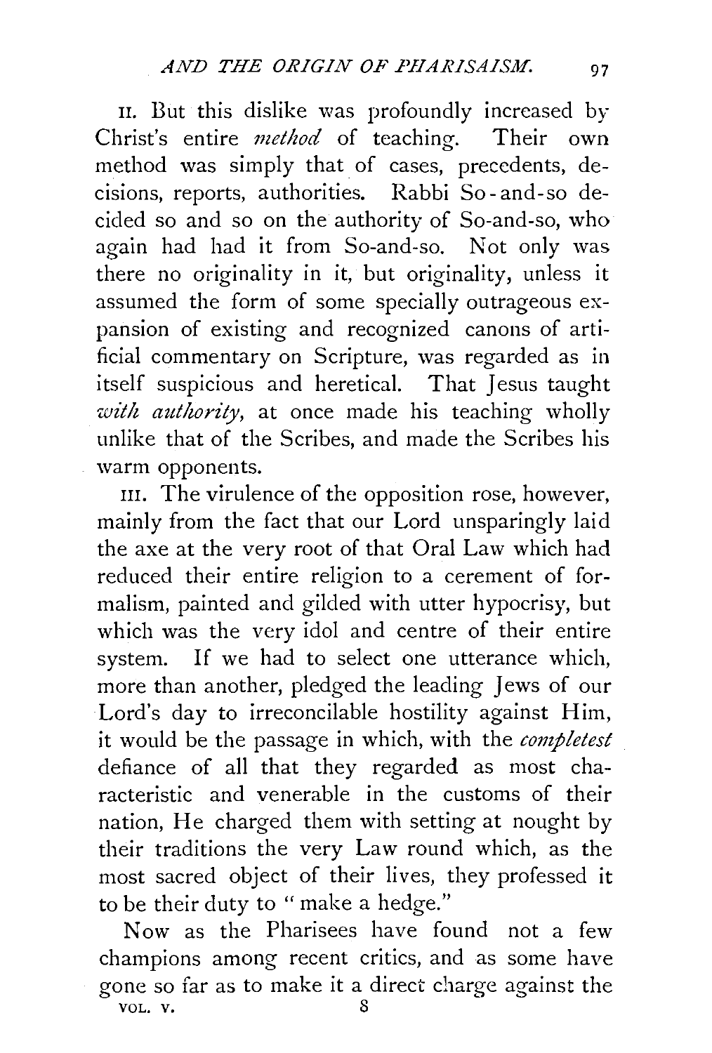II. But this dislike was profoundly increased by Christ's entire *method* of teaching. Their own method was simply that of cases, precedents, decisions, reports, authorities. Rabbi So-and-so decided so and so on the authority of So-and-so, who again had had it from So-and-so. Not only was there no originality in it, but originality, unless it assumed the form of some specially outrageous expansion of existing and recognized canons of artificial commentary on Scripture, was regarded as in itself suspicious and heretical. That Jesus taught *with authority*, at once made his teaching wholly unlike that of the Scribes, and made the Scribes his warm opponents.

III. The virulence of the opposition rose, however, mainly from the fact that our Lord unsparingly laid the axe at the very root of that Oral Law which had reduced their entire religion to a cerement of formalism, painted and gilded with utter hypocrisy, but which was the very idol and centre of their entire system. If we had to select one utterance which, more than another, pledged the leading Jews of our Lord's day to irreconcilable hostility against Him, it would be the passage in which, with the *completest* defiance of all that they regarded as most characteristic and venerable in the customs of their nation, He charged them with setting at nought by their traditions the very Law round which, as the most sacred object of their lives, they professed it to be their duty to "make a hedge."

Now as the Pharisees have found not a few champions among recent critics, and as some have gone so far as to make it a direct charge against the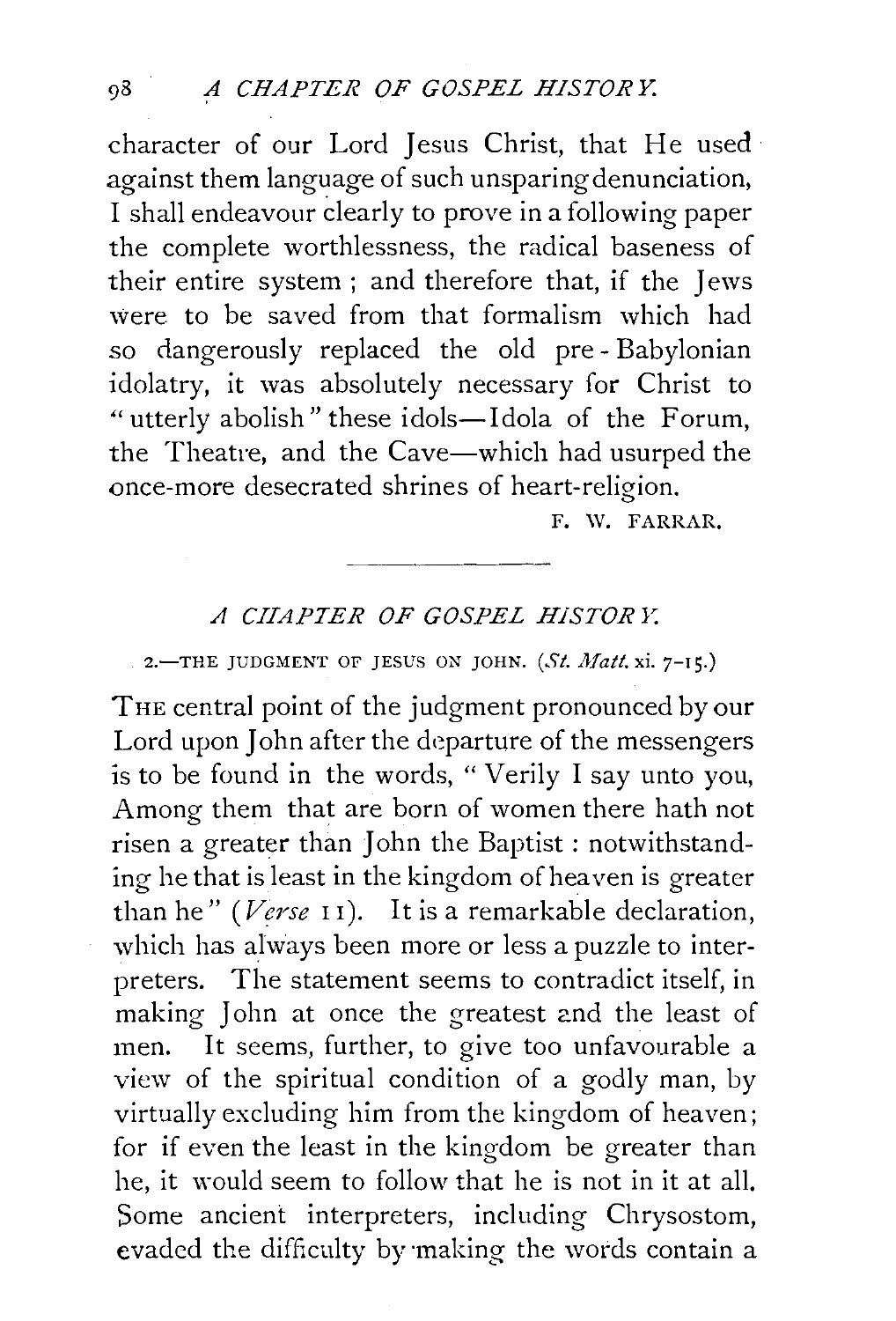character of our Lord Jesus Christ, that He used against them language of such unsparing denunciation, I shall endeavour clearly to prove in a following paper the complete worthlessness, the radical baseness of their entire system; and therefore that, if the Jews were to be saved from that formalism which had so dangerously replaced the old pre-Babylonian idolatry, it was absolutely necessary for Christ to "utterly abolish" these idols—Idola of the Forum, the Theatre, and the Cave—which had usurped the once-more desecrated shrines of heart-religion.

F. W. FARRAR.

---

## *A CHAPTER OF GOSPEL HISTORY.*

### 2.—THE JUDGMENT OF JESUS ON JOHN. (*St. Matt.* xi. 7–15.)

THE central point of the judgment pronounced by our Lord upon John after the departure of the messengers is to be found in the words, "Verily I say unto you, Among them that are born of women there hath not risen a greater than John the Baptist: notwithstanding he that is least in the kingdom of heaven is greater than he" (*Verse* 11). It is a remarkable declaration, which has always been more or less a puzzle to interpreters. The statement seems to contradict itself, in making John at once the greatest and the least of men. It seems, further, to give too unfavourable a view of the spiritual condition of a godly man, by virtually excluding him from the kingdom of heaven; for if even the least in the kingdom be greater than he, it would seem to follow that he is not in it at all. Some ancient interpreters, including Chrysostom, evaded the difficulty by making the words contain a